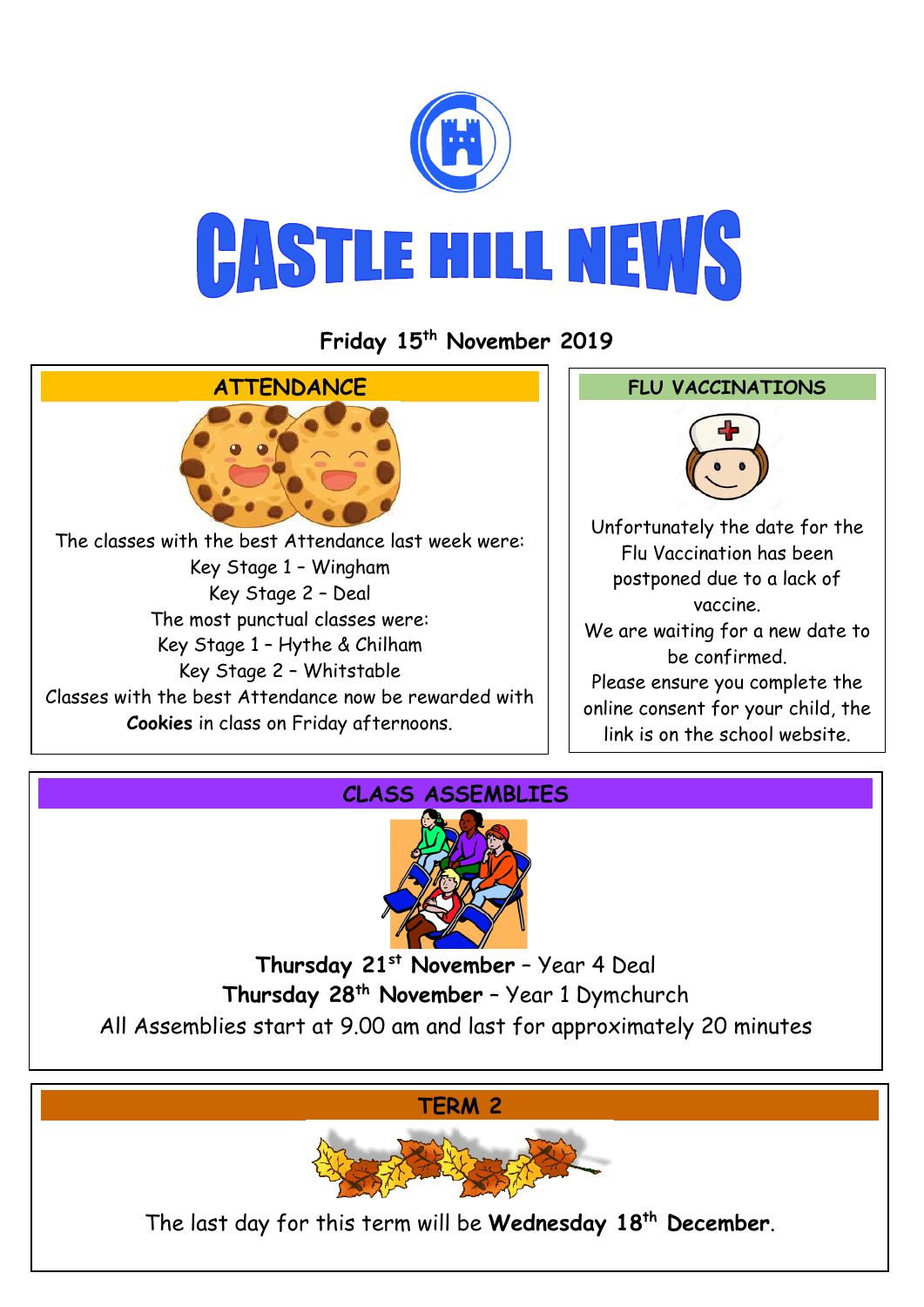# CASTLE HILL NEWS

**Friday 15th November 2019**

## ATTENDANCE

The classes with the best Attendance last week were:
Key Stage 1 – Wingham
Key Stage 2 – Deal
The most punctual classes were:
Key Stage 1 – Hythe & Chilham
Key Stage 2 – Whitstable
Classes with the best Attendance now be rewarded with **Cookies** in class on Friday afternoons.

## FLU VACCINATIONS

Unfortunately the date for the Flu Vaccination has been postponed due to a lack of vaccine.
We are waiting for a new date to be confirmed.
Please ensure you complete the online consent for your child, the link is on the school website.

## CLASS ASSEMBLIES

**Thursday 21st November** – Year 4 Deal
**Thursday 28th November** – Year 1 Dymchurch
All Assemblies start at 9.00 am and last for approximately 20 minutes

## TERM 2

The last day for this term will be **Wednesday 18th December**.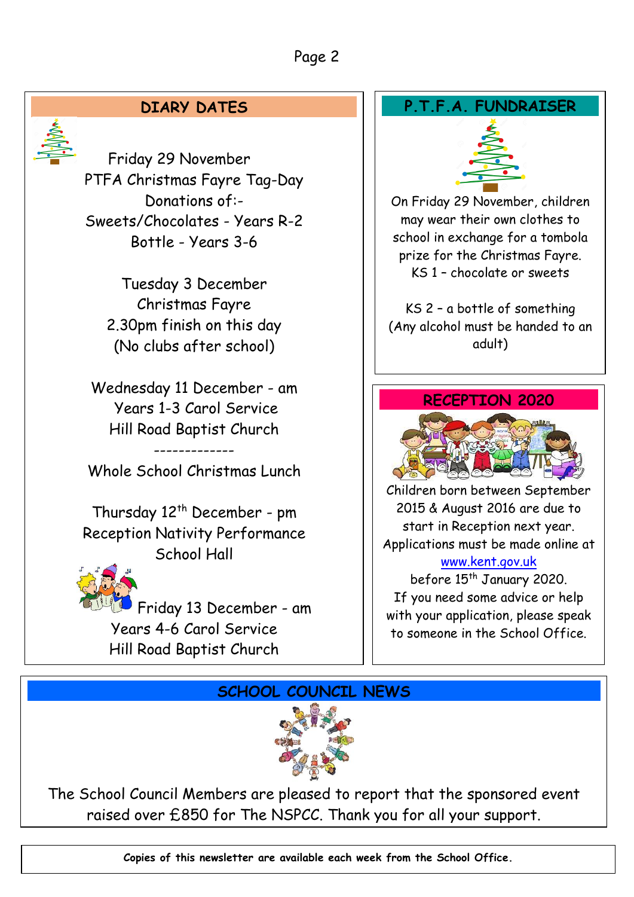## DIARY DATES

Friday 29 November
PTFA Christmas Fayre Tag-Day
Donations of:-
Sweets/Chocolates - Years R-2
Bottle - Years 3-6

Tuesday 3 December
Christmas Fayre
2.30pm finish on this day
(No clubs after school)

Wednesday 11 December - am
Years 1-3 Carol Service
Hill Road Baptist Church

-------------

Whole School Christmas Lunch

Thursday 12th December - pm
Reception Nativity Performance
School Hall

Friday 13 December - am
Years 4-6 Carol Service
Hill Road Baptist Church

## P.T.F.A. FUNDRAISER

On Friday 29 November, children may wear their own clothes to school in exchange for a tombola prize for the Christmas Fayre.
KS 1 – chocolate or sweets

KS 2 – a bottle of something
(Any alcohol must be handed to an adult)

## RECEPTION 2020

Children born between September 2015 & August 2016 are due to start in Reception next year. Applications must be made online at www.kent.gov.uk before 15th January 2020.
If you need some advice or help with your application, please speak to someone in the School Office.

## SCHOOL COUNCIL NEWS

The School Council Members are pleased to report that the sponsored event raised over £850 for The NSPCC. Thank you for all your support.

**Copies of this newsletter are available each week from the School Office.**